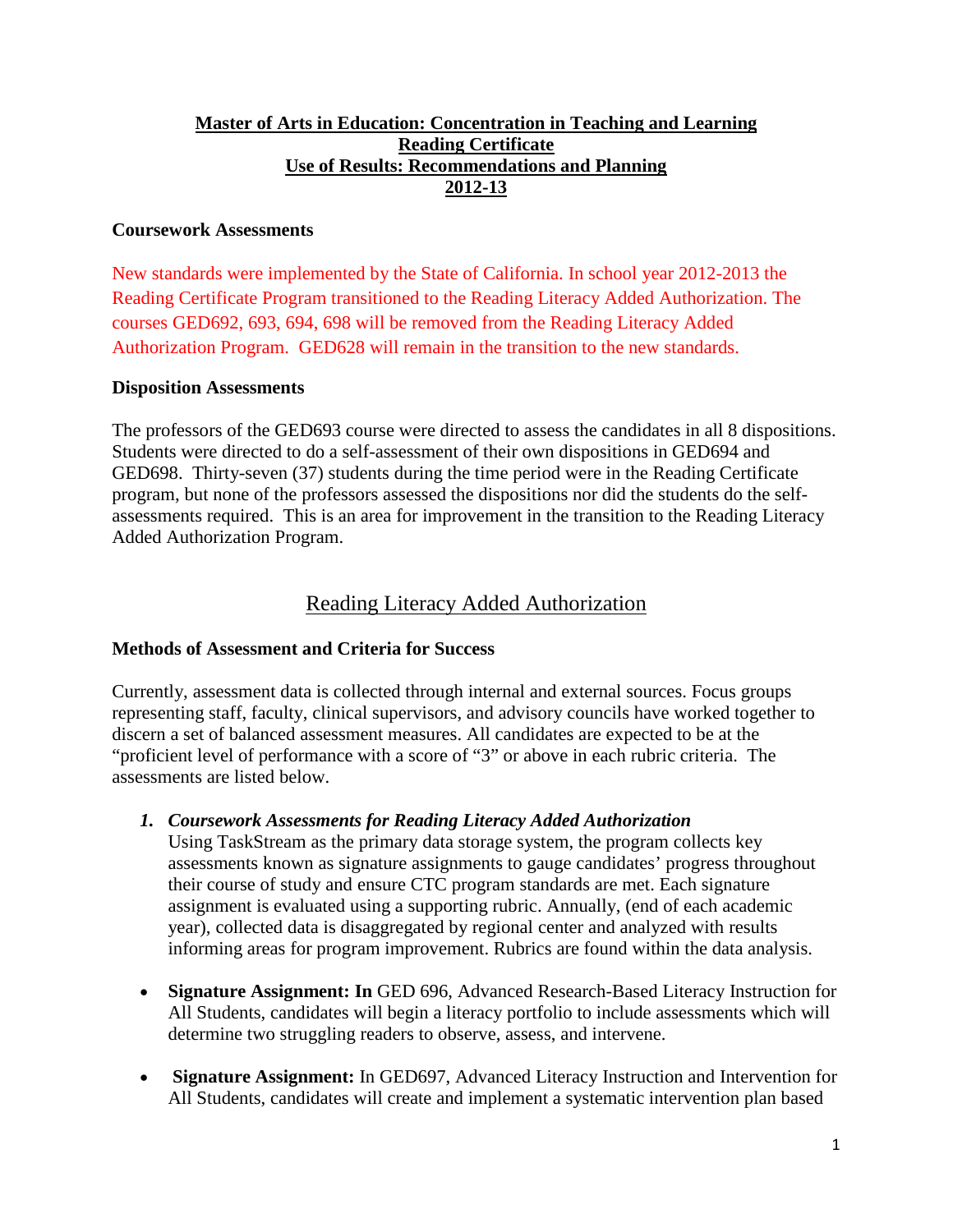# Master of Arts in Education: Concentration in Teaching and Learning
## Reading Certificate
## Use of Results: Recommendations and Planning
## 2012-13

### Coursework Assessments

New standards were implemented by the State of California. In school year 2012-2013 the Reading Certificate Program transitioned to the Reading Literacy Added Authorization. The courses GED692, 693, 694, 698 will be removed from the Reading Literacy Added Authorization Program. GED628 will remain in the transition to the new standards.

### Disposition Assessments

The professors of the GED693 course were directed to assess the candidates in all 8 dispositions. Students were directed to do a self-assessment of their own dispositions in GED694 and GED698. Thirty-seven (37) students during the time period were in the Reading Certificate program, but none of the professors assessed the dispositions nor did the students do the self-assessments required. This is an area for improvement in the transition to the Reading Literacy Added Authorization Program.

## Reading Literacy Added Authorization

### Methods of Assessment and Criteria for Success

Currently, assessment data is collected through internal and external sources. Focus groups representing staff, faculty, clinical supervisors, and advisory councils have worked together to discern a set of balanced assessment measures. All candidates are expected to be at the "proficient level of performance with a score of "3" or above in each rubric criteria. The assessments are listed below.

1. ***Coursework Assessments for Reading Literacy Added Authorization***
   Using TaskStream as the primary data storage system, the program collects key assessments known as signature assignments to gauge candidates' progress throughout their course of study and ensure CTC program standards are met. Each signature assignment is evaluated using a supporting rubric. Annually, (end of each academic year), collected data is disaggregated by regional center and analyzed with results informing areas for program improvement. Rubrics are found within the data analysis.

- **Signature Assignment: In** GED 696, Advanced Research-Based Literacy Instruction for All Students, candidates will begin a literacy portfolio to include assessments which will determine two struggling readers to observe, assess, and intervene.
- **Signature Assignment:** In GED697, Advanced Literacy Instruction and Intervention for All Students, candidates will create and implement a systematic intervention plan based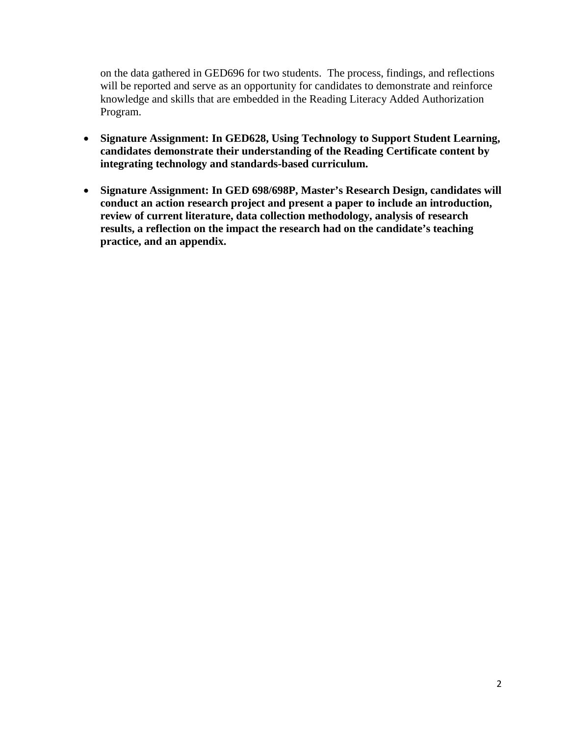on the data gathered in GED696 for two students. The process, findings, and reflections will be reported and serve as an opportunity for candidates to demonstrate and reinforce knowledge and skills that are embedded in the Reading Literacy Added Authorization Program.

- **Signature Assignment: In GED628, Using Technology to Support Student Learning, candidates demonstrate their understanding of the Reading Certificate content by integrating technology and standards-based curriculum.**
- **Signature Assignment: In GED 698/698P, Master's Research Design, candidates will conduct an action research project and present a paper to include an introduction, review of current literature, data collection methodology, analysis of research results, a reflection on the impact the research had on the candidate's teaching practice, and an appendix.**